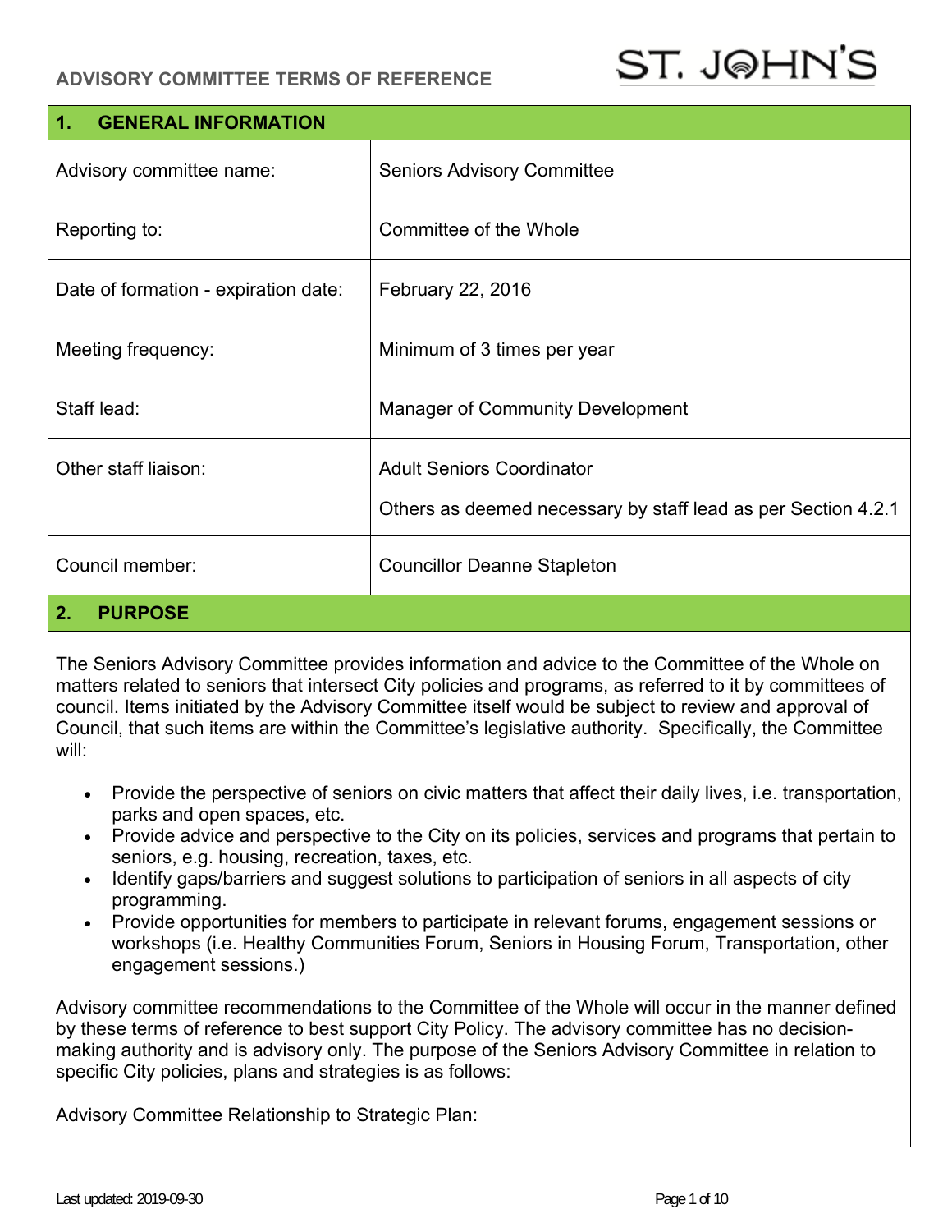# ADVISORY COMMITTEE TERMS OF REFERENCE

ST. JOHN'S

## 1. GENERAL INFORMATION

| | |
|---|---|
| Advisory committee name: | Seniors Advisory Committee |
| Reporting to: | Committee of the Whole |
| Date of formation - expiration date: | February 22, 2016 |
| Meeting frequency: | Minimum of 3 times per year |
| Staff lead: | Manager of Community Development |
| Other staff liaison: | Adult Seniors Coordinator<br><br>Others as deemed necessary by staff lead as per Section 4.2.1 |
| Council member: | Councillor Deanne Stapleton |

## 2. PURPOSE

The Seniors Advisory Committee provides information and advice to the Committee of the Whole on matters related to seniors that intersect City policies and programs, as referred to it by committees of council. Items initiated by the Advisory Committee itself would be subject to review and approval of Council, that such items are within the Committee's legislative authority. Specifically, the Committee will:

- Provide the perspective of seniors on civic matters that affect their daily lives, i.e. transportation, parks and open spaces, etc.
- Provide advice and perspective to the City on its policies, services and programs that pertain to seniors, e.g. housing, recreation, taxes, etc.
- Identify gaps/barriers and suggest solutions to participation of seniors in all aspects of city programming.
- Provide opportunities for members to participate in relevant forums, engagement sessions or workshops (i.e. Healthy Communities Forum, Seniors in Housing Forum, Transportation, other engagement sessions.)

Advisory committee recommendations to the Committee of the Whole will occur in the manner defined by these terms of reference to best support City Policy. The advisory committee has no decision-making authority and is advisory only. The purpose of the Seniors Advisory Committee in relation to specific City policies, plans and strategies is as follows:

Advisory Committee Relationship to Strategic Plan: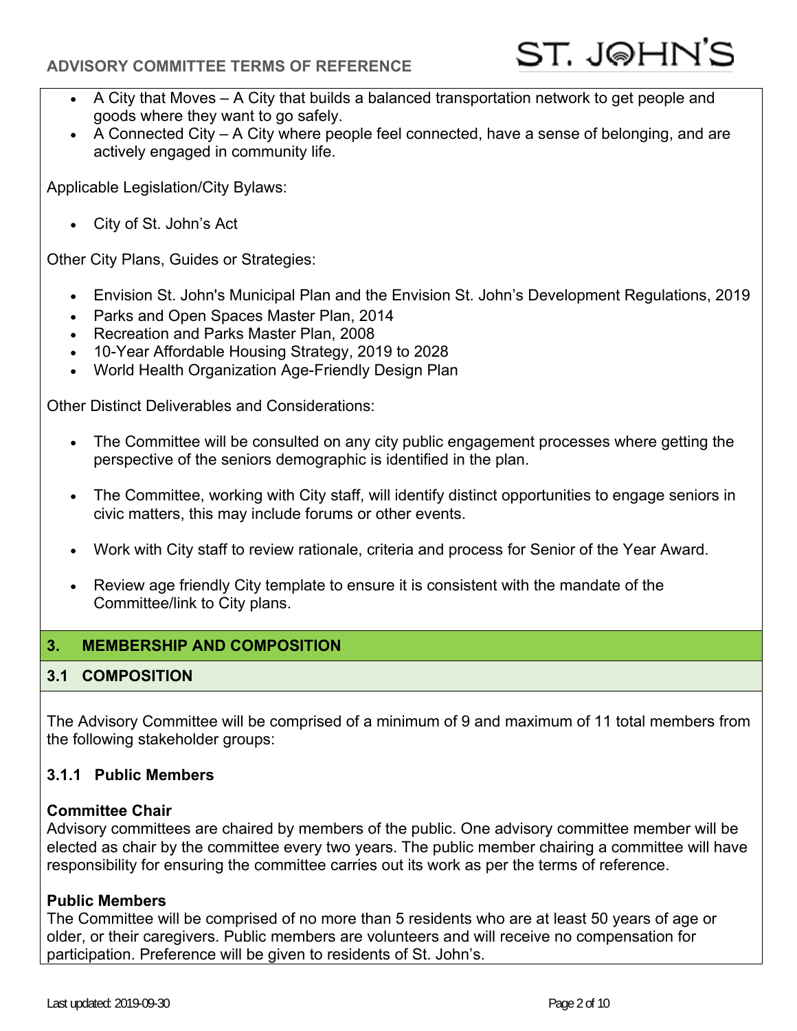- A City that Moves – A City that builds a balanced transportation network to get people and goods where they want to go safely.
- A Connected City – A City where people feel connected, have a sense of belonging, and are actively engaged in community life.

Applicable Legislation/City Bylaws:

- City of St. John's Act

Other City Plans, Guides or Strategies:

- Envision St. John's Municipal Plan and the Envision St. John's Development Regulations, 2019
- Parks and Open Spaces Master Plan, 2014
- Recreation and Parks Master Plan, 2008
- 10-Year Affordable Housing Strategy, 2019 to 2028
- World Health Organization Age-Friendly Design Plan

Other Distinct Deliverables and Considerations:

- The Committee will be consulted on any city public engagement processes where getting the perspective of the seniors demographic is identified in the plan.

- The Committee, working with City staff, will identify distinct opportunities to engage seniors in civic matters, this may include forums or other events.

- Work with City staff to review rationale, criteria and process for Senior of the Year Award.

- Review age friendly City template to ensure it is consistent with the mandate of the Committee/link to City plans.

## 3. MEMBERSHIP AND COMPOSITION

### 3.1 COMPOSITION

The Advisory Committee will be comprised of a minimum of 9 and maximum of 11 total members from the following stakeholder groups:

#### 3.1.1 Public Members

**Committee Chair**
Advisory committees are chaired by members of the public. One advisory committee member will be elected as chair by the committee every two years. The public member chairing a committee will have responsibility for ensuring the committee carries out its work as per the terms of reference.

**Public Members**
The Committee will be comprised of no more than 5 residents who are at least 50 years of age or older, or their caregivers. Public members are volunteers and will receive no compensation for participation. Preference will be given to residents of St. John's.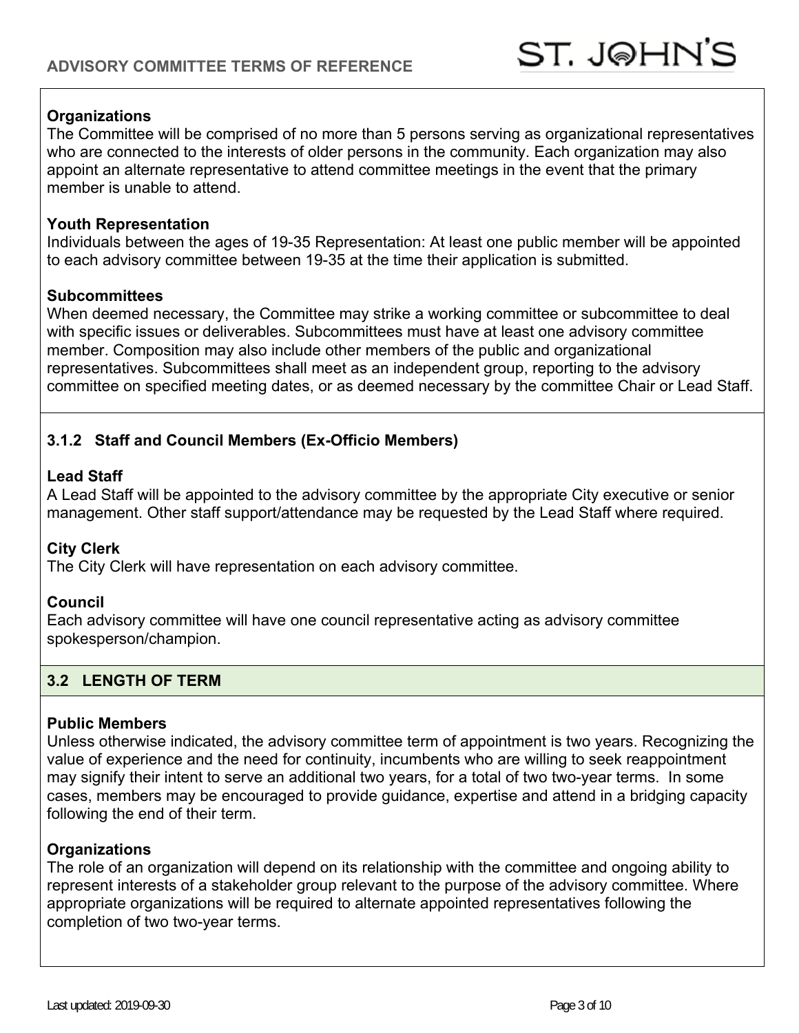**Organizations**
The Committee will be comprised of no more than 5 persons serving as organizational representatives who are connected to the interests of older persons in the community. Each organization may also appoint an alternate representative to attend committee meetings in the event that the primary member is unable to attend.

**Youth Representation**
Individuals between the ages of 19-35 Representation: At least one public member will be appointed to each advisory committee between 19-35 at the time their application is submitted.

**Subcommittees**
When deemed necessary, the Committee may strike a working committee or subcommittee to deal with specific issues or deliverables. Subcommittees must have at least one advisory committee member. Composition may also include other members of the public and organizational representatives. Subcommittees shall meet as an independent group, reporting to the advisory committee on specified meeting dates, or as deemed necessary by the committee Chair or Lead Staff.

#### 3.1.2 Staff and Council Members (Ex-Officio Members)

**Lead Staff**
A Lead Staff will be appointed to the advisory committee by the appropriate City executive or senior management. Other staff support/attendance may be requested by the Lead Staff where required.

**City Clerk**
The City Clerk will have representation on each advisory committee.

**Council**
Each advisory committee will have one council representative acting as advisory committee spokesperson/champion.

### 3.2 LENGTH OF TERM

**Public Members**
Unless otherwise indicated, the advisory committee term of appointment is two years. Recognizing the value of experience and the need for continuity, incumbents who are willing to seek reappointment may signify their intent to serve an additional two years, for a total of two two-year terms. In some cases, members may be encouraged to provide guidance, expertise and attend in a bridging capacity following the end of their term.

**Organizations**
The role of an organization will depend on its relationship with the committee and ongoing ability to represent interests of a stakeholder group relevant to the purpose of the advisory committee. Where appropriate organizations will be required to alternate appointed representatives following the completion of two two-year terms.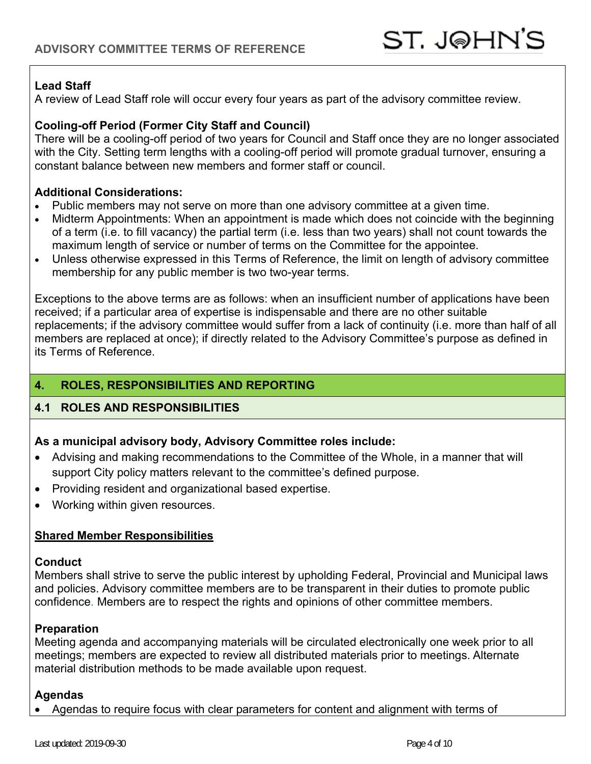**Lead Staff**
A review of Lead Staff role will occur every four years as part of the advisory committee review.

**Cooling-off Period (Former City Staff and Council)**
There will be a cooling-off period of two years for Council and Staff once they are no longer associated with the City. Setting term lengths with a cooling-off period will promote gradual turnover, ensuring a constant balance between new members and former staff or council.

**Additional Considerations:**

- Public members may not serve on more than one advisory committee at a given time.
- Midterm Appointments: When an appointment is made which does not coincide with the beginning of a term (i.e. to fill vacancy) the partial term (i.e. less than two years) shall not count towards the maximum length of service or number of terms on the Committee for the appointee.
- Unless otherwise expressed in this Terms of Reference, the limit on length of advisory committee membership for any public member is two two-year terms.

Exceptions to the above terms are as follows: when an insufficient number of applications have been received; if a particular area of expertise is indispensable and there are no other suitable replacements; if the advisory committee would suffer from a lack of continuity (i.e. more than half of all members are replaced at once); if directly related to the Advisory Committee's purpose as defined in its Terms of Reference.

## 4. ROLES, RESPONSIBILITIES AND REPORTING

### 4.1 ROLES AND RESPONSIBILITIES

**As a municipal advisory body, Advisory Committee roles include:**

- Advising and making recommendations to the Committee of the Whole, in a manner that will support City policy matters relevant to the committee's defined purpose.
- Providing resident and organizational based expertise.
- Working within given resources.

**Shared Member Responsibilities**

**Conduct**
Members shall strive to serve the public interest by upholding Federal, Provincial and Municipal laws and policies. Advisory committee members are to be transparent in their duties to promote public confidence. Members are to respect the rights and opinions of other committee members.

**Preparation**
Meeting agenda and accompanying materials will be circulated electronically one week prior to all meetings; members are expected to review all distributed materials prior to meetings. Alternate material distribution methods to be made available upon request.

**Agendas**

- Agendas to require focus with clear parameters for content and alignment with terms of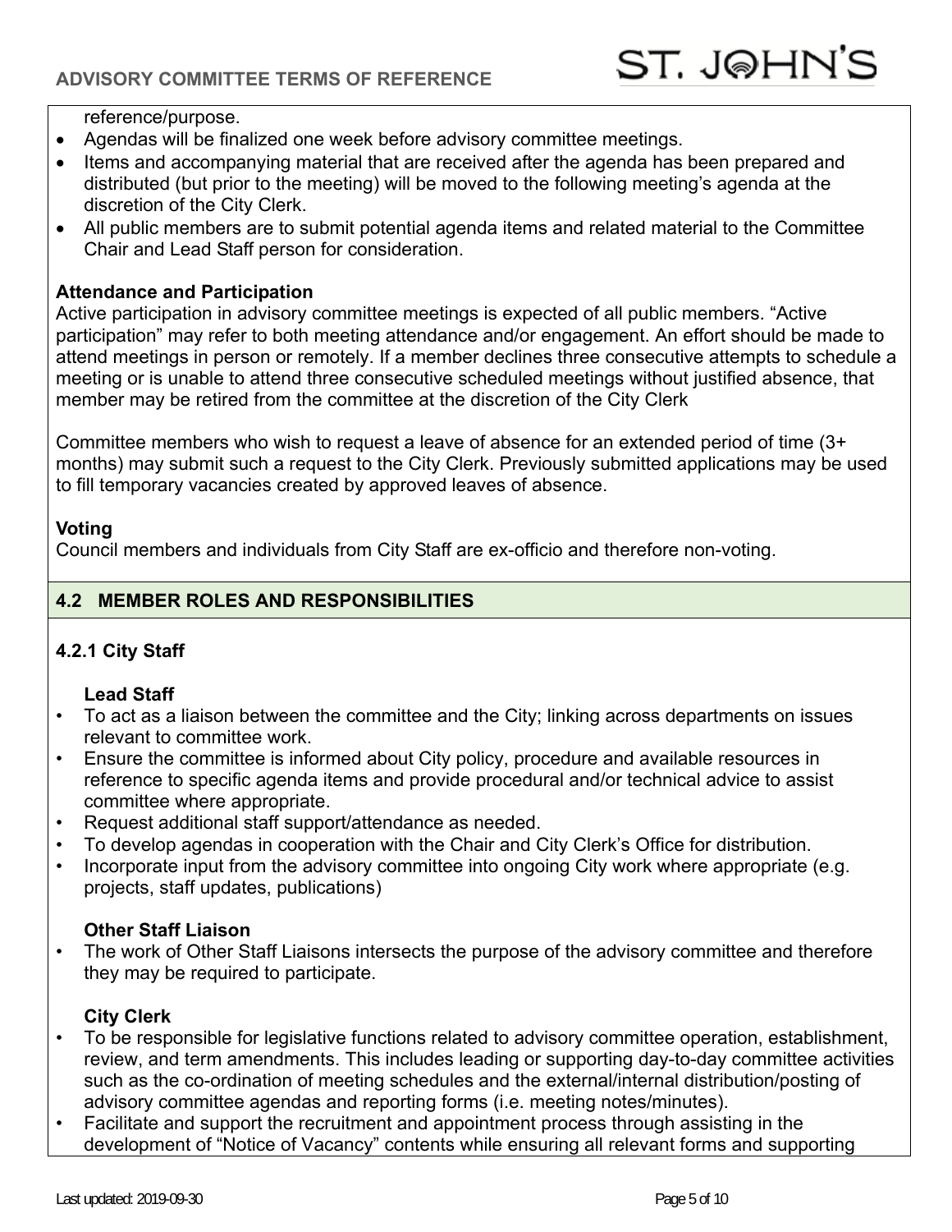reference/purpose.

- Agendas will be finalized one week before advisory committee meetings.
- Items and accompanying material that are received after the agenda has been prepared and distributed (but prior to the meeting) will be moved to the following meeting's agenda at the discretion of the City Clerk.
- All public members are to submit potential agenda items and related material to the Committee Chair and Lead Staff person for consideration.

**Attendance and Participation**

Active participation in advisory committee meetings is expected of all public members. "Active participation" may refer to both meeting attendance and/or engagement. An effort should be made to attend meetings in person or remotely. If a member declines three consecutive attempts to schedule a meeting or is unable to attend three consecutive scheduled meetings without justified absence, that member may be retired from the committee at the discretion of the City Clerk

Committee members who wish to request a leave of absence for an extended period of time (3+ months) may submit such a request to the City Clerk. Previously submitted applications may be used to fill temporary vacancies created by approved leaves of absence.

**Voting**

Council members and individuals from City Staff are ex-officio and therefore non-voting.

## 4.2 MEMBER ROLES AND RESPONSIBILITIES

### 4.2.1 City Staff

**Lead Staff**

- To act as a liaison between the committee and the City; linking across departments on issues relevant to committee work.
- Ensure the committee is informed about City policy, procedure and available resources in reference to specific agenda items and provide procedural and/or technical advice to assist committee where appropriate.
- Request additional staff support/attendance as needed.
- To develop agendas in cooperation with the Chair and City Clerk's Office for distribution.
- Incorporate input from the advisory committee into ongoing City work where appropriate (e.g. projects, staff updates, publications)

**Other Staff Liaison**

- The work of Other Staff Liaisons intersects the purpose of the advisory committee and therefore they may be required to participate.

**City Clerk**

- To be responsible for legislative functions related to advisory committee operation, establishment, review, and term amendments. This includes leading or supporting day-to-day committee activities such as the co-ordination of meeting schedules and the external/internal distribution/posting of advisory committee agendas and reporting forms (i.e. meeting notes/minutes).
- Facilitate and support the recruitment and appointment process through assisting in the development of "Notice of Vacancy" contents while ensuring all relevant forms and supporting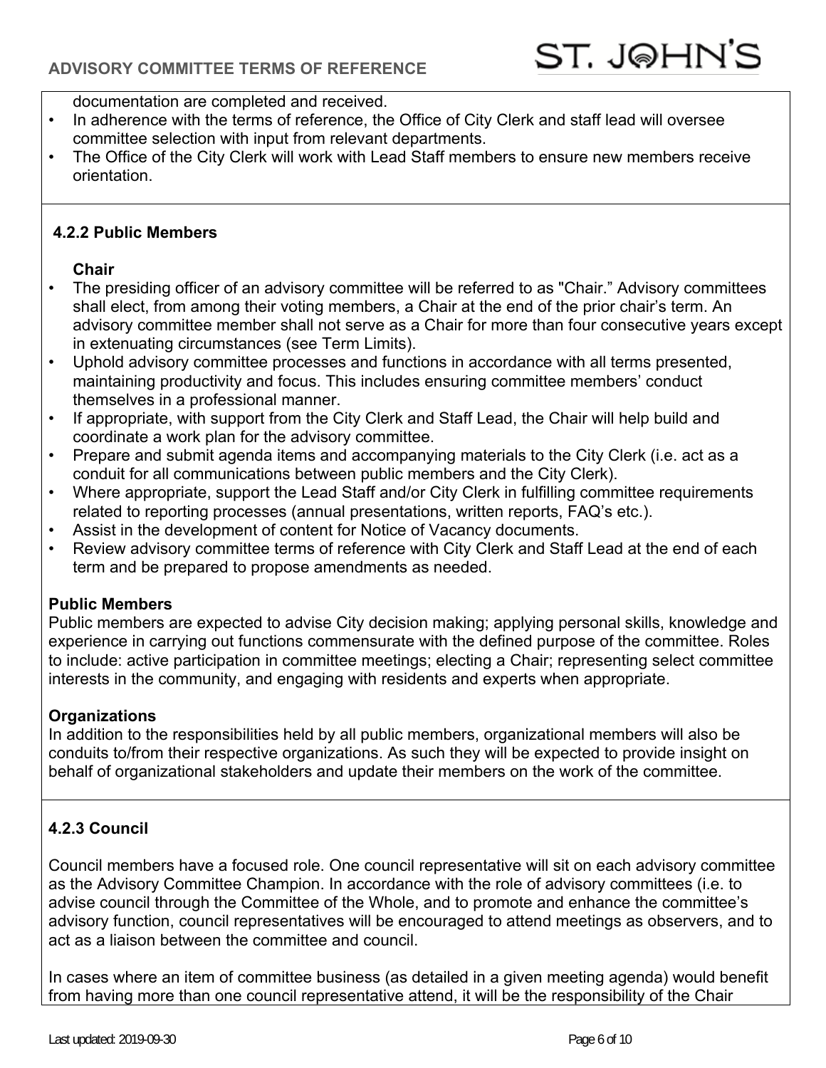documentation are completed and received.
- In adherence with the terms of reference, the Office of City Clerk and staff lead will oversee committee selection with input from relevant departments.
- The Office of the City Clerk will work with Lead Staff members to ensure new members receive orientation.

#### 4.2.2 Public Members

**Chair**

- The presiding officer of an advisory committee will be referred to as "Chair." Advisory committees shall elect, from among their voting members, a Chair at the end of the prior chair's term. An advisory committee member shall not serve as a Chair for more than four consecutive years except in extenuating circumstances (see Term Limits).
- Uphold advisory committee processes and functions in accordance with all terms presented, maintaining productivity and focus. This includes ensuring committee members' conduct themselves in a professional manner.
- If appropriate, with support from the City Clerk and Staff Lead, the Chair will help build and coordinate a work plan for the advisory committee.
- Prepare and submit agenda items and accompanying materials to the City Clerk (i.e. act as a conduit for all communications between public members and the City Clerk).
- Where appropriate, support the Lead Staff and/or City Clerk in fulfilling committee requirements related to reporting processes (annual presentations, written reports, FAQ's etc.).
- Assist in the development of content for Notice of Vacancy documents.
- Review advisory committee terms of reference with City Clerk and Staff Lead at the end of each term and be prepared to propose amendments as needed.

**Public Members**

Public members are expected to advise City decision making; applying personal skills, knowledge and experience in carrying out functions commensurate with the defined purpose of the committee. Roles to include: active participation in committee meetings; electing a Chair; representing select committee interests in the community, and engaging with residents and experts when appropriate.

**Organizations**

In addition to the responsibilities held by all public members, organizational members will also be conduits to/from their respective organizations. As such they will be expected to provide insight on behalf of organizational stakeholders and update their members on the work of the committee.

#### 4.2.3 Council

Council members have a focused role. One council representative will sit on each advisory committee as the Advisory Committee Champion. In accordance with the role of advisory committees (i.e. to advise council through the Committee of the Whole, and to promote and enhance the committee's advisory function, council representatives will be encouraged to attend meetings as observers, and to act as a liaison between the committee and council.

In cases where an item of committee business (as detailed in a given meeting agenda) would benefit from having more than one council representative attend, it will be the responsibility of the Chair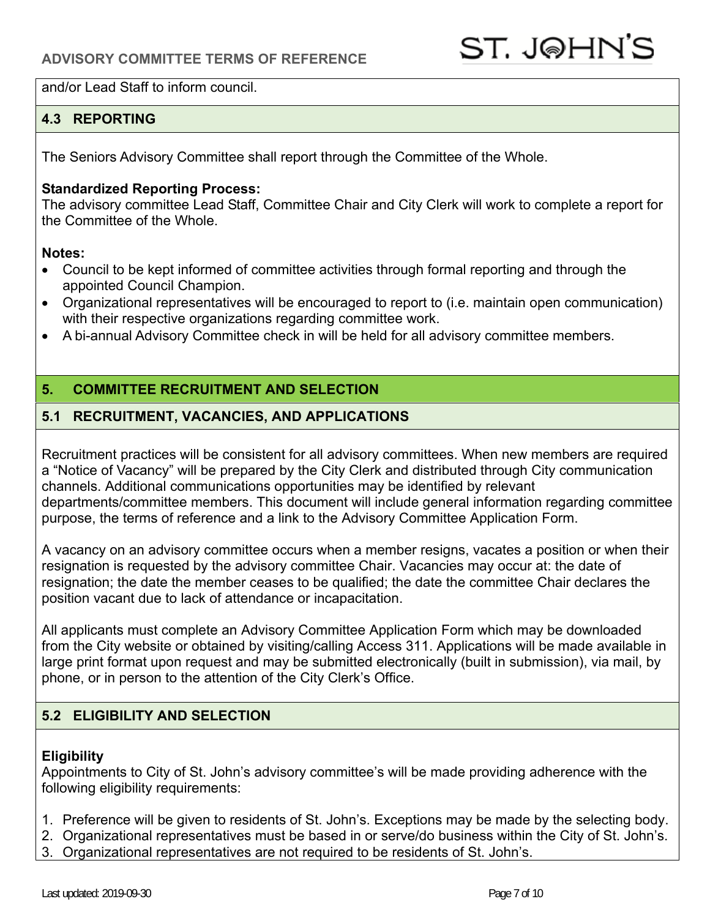and/or Lead Staff to inform council.

### 4.3 REPORTING

The Seniors Advisory Committee shall report through the Committee of the Whole.

**Standardized Reporting Process:**
The advisory committee Lead Staff, Committee Chair and City Clerk will work to complete a report for the Committee of the Whole.

**Notes:**

- Council to be kept informed of committee activities through formal reporting and through the appointed Council Champion.
- Organizational representatives will be encouraged to report to (i.e. maintain open communication) with their respective organizations regarding committee work.
- A bi-annual Advisory Committee check in will be held for all advisory committee members.

## 5. COMMITTEE RECRUITMENT AND SELECTION

### 5.1 RECRUITMENT, VACANCIES, AND APPLICATIONS

Recruitment practices will be consistent for all advisory committees. When new members are required a "Notice of Vacancy" will be prepared by the City Clerk and distributed through City communication channels. Additional communications opportunities may be identified by relevant departments/committee members. This document will include general information regarding committee purpose, the terms of reference and a link to the Advisory Committee Application Form.

A vacancy on an advisory committee occurs when a member resigns, vacates a position or when their resignation is requested by the advisory committee Chair. Vacancies may occur at: the date of resignation; the date the member ceases to be qualified; the date the committee Chair declares the position vacant due to lack of attendance or incapacitation.

All applicants must complete an Advisory Committee Application Form which may be downloaded from the City website or obtained by visiting/calling Access 311. Applications will be made available in large print format upon request and may be submitted electronically (built in submission), via mail, by phone, or in person to the attention of the City Clerk's Office.

### 5.2 ELIGIBILITY AND SELECTION

**Eligibility**
Appointments to City of St. John's advisory committee's will be made providing adherence with the following eligibility requirements:

1. Preference will be given to residents of St. John's. Exceptions may be made by the selecting body.
2. Organizational representatives must be based in or serve/do business within the City of St. John's.
3. Organizational representatives are not required to be residents of St. John's.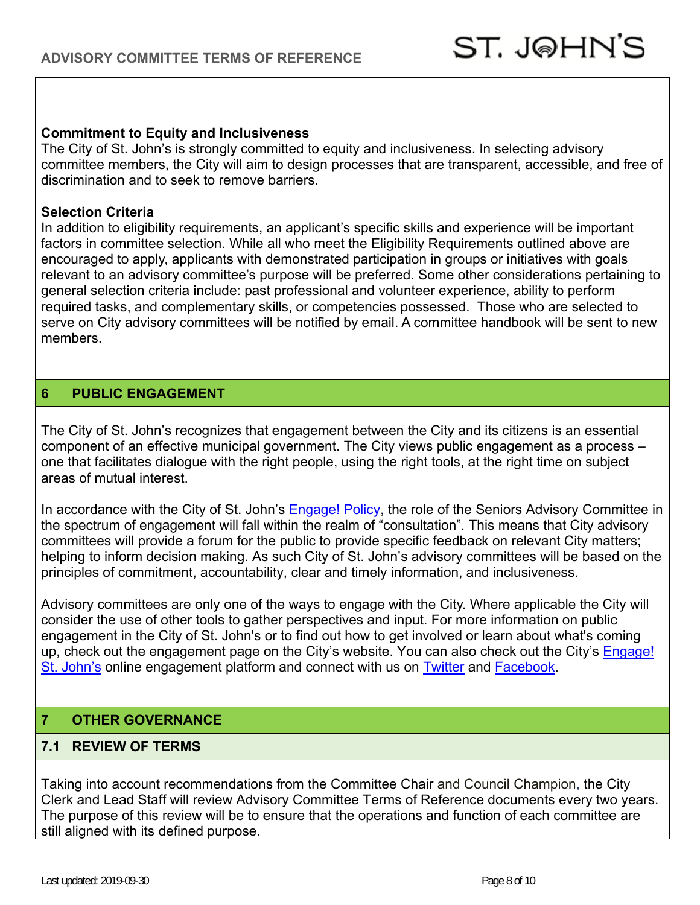**Commitment to Equity and Inclusiveness**

The City of St. John's is strongly committed to equity and inclusiveness. In selecting advisory committee members, the City will aim to design processes that are transparent, accessible, and free of discrimination and to seek to remove barriers.

**Selection Criteria**

In addition to eligibility requirements, an applicant's specific skills and experience will be important factors in committee selection. While all who meet the Eligibility Requirements outlined above are encouraged to apply, applicants with demonstrated participation in groups or initiatives with goals relevant to an advisory committee's purpose will be preferred. Some other considerations pertaining to general selection criteria include: past professional and volunteer experience, ability to perform required tasks, and complementary skills, or competencies possessed. Those who are selected to serve on City advisory committees will be notified by email. A committee handbook will be sent to new members.

## 6 PUBLIC ENGAGEMENT

The City of St. John's recognizes that engagement between the City and its citizens is an essential component of an effective municipal government. The City views public engagement as a process – one that facilitates dialogue with the right people, using the right tools, at the right time on subject areas of mutual interest.

In accordance with the City of St. John's Engage! Policy, the role of the Seniors Advisory Committee in the spectrum of engagement will fall within the realm of "consultation". This means that City advisory committees will provide a forum for the public to provide specific feedback on relevant City matters; helping to inform decision making. As such City of St. John's advisory committees will be based on the principles of commitment, accountability, clear and timely information, and inclusiveness.

Advisory committees are only one of the ways to engage with the City. Where applicable the City will consider the use of other tools to gather perspectives and input. For more information on public engagement in the City of St. John's or to find out how to get involved or learn about what's coming up, check out the engagement page on the City's website. You can also check out the City's Engage! St. John's online engagement platform and connect with us on Twitter and Facebook.

## 7 OTHER GOVERNANCE

### 7.1 REVIEW OF TERMS

Taking into account recommendations from the Committee Chair and Council Champion, the City Clerk and Lead Staff will review Advisory Committee Terms of Reference documents every two years. The purpose of this review will be to ensure that the operations and function of each committee are still aligned with its defined purpose.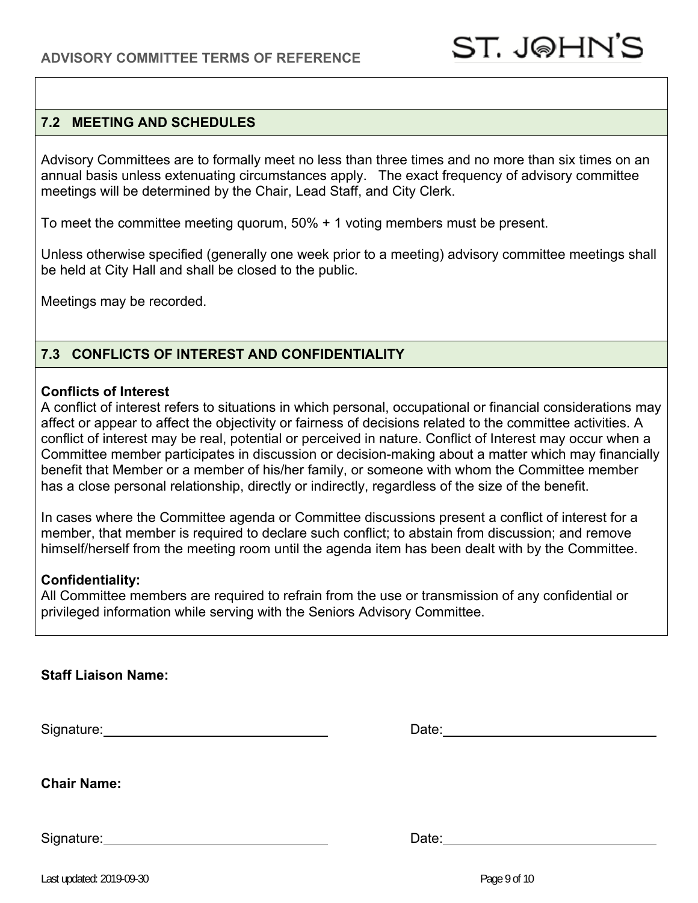## 7.2 MEETING AND SCHEDULES

Advisory Committees are to formally meet no less than three times and no more than six times on an annual basis unless extenuating circumstances apply. The exact frequency of advisory committee meetings will be determined by the Chair, Lead Staff, and City Clerk.

To meet the committee meeting quorum, 50% + 1 voting members must be present.

Unless otherwise specified (generally one week prior to a meeting) advisory committee meetings shall be held at City Hall and shall be closed to the public.

Meetings may be recorded.

## 7.3 CONFLICTS OF INTEREST AND CONFIDENTIALITY

**Conflicts of Interest**

A conflict of interest refers to situations in which personal, occupational or financial considerations may affect or appear to affect the objectivity or fairness of decisions related to the committee activities. A conflict of interest may be real, potential or perceived in nature. Conflict of Interest may occur when a Committee member participates in discussion or decision-making about a matter which may financially benefit that Member or a member of his/her family, or someone with whom the Committee member has a close personal relationship, directly or indirectly, regardless of the size of the benefit.

In cases where the Committee agenda or Committee discussions present a conflict of interest for a member, that member is required to declare such conflict; to abstain from discussion; and remove himself/herself from the meeting room until the agenda item has been dealt with by the Committee.

**Confidentiality:**

All Committee members are required to refrain from the use or transmission of any confidential or privileged information while serving with the Seniors Advisory Committee.

**Staff Liaison Name:**

Signature:______________________________ Date:______________________________

**Chair Name:**

Signature:______________________________ Date:______________________________

Last updated: 2019-09-30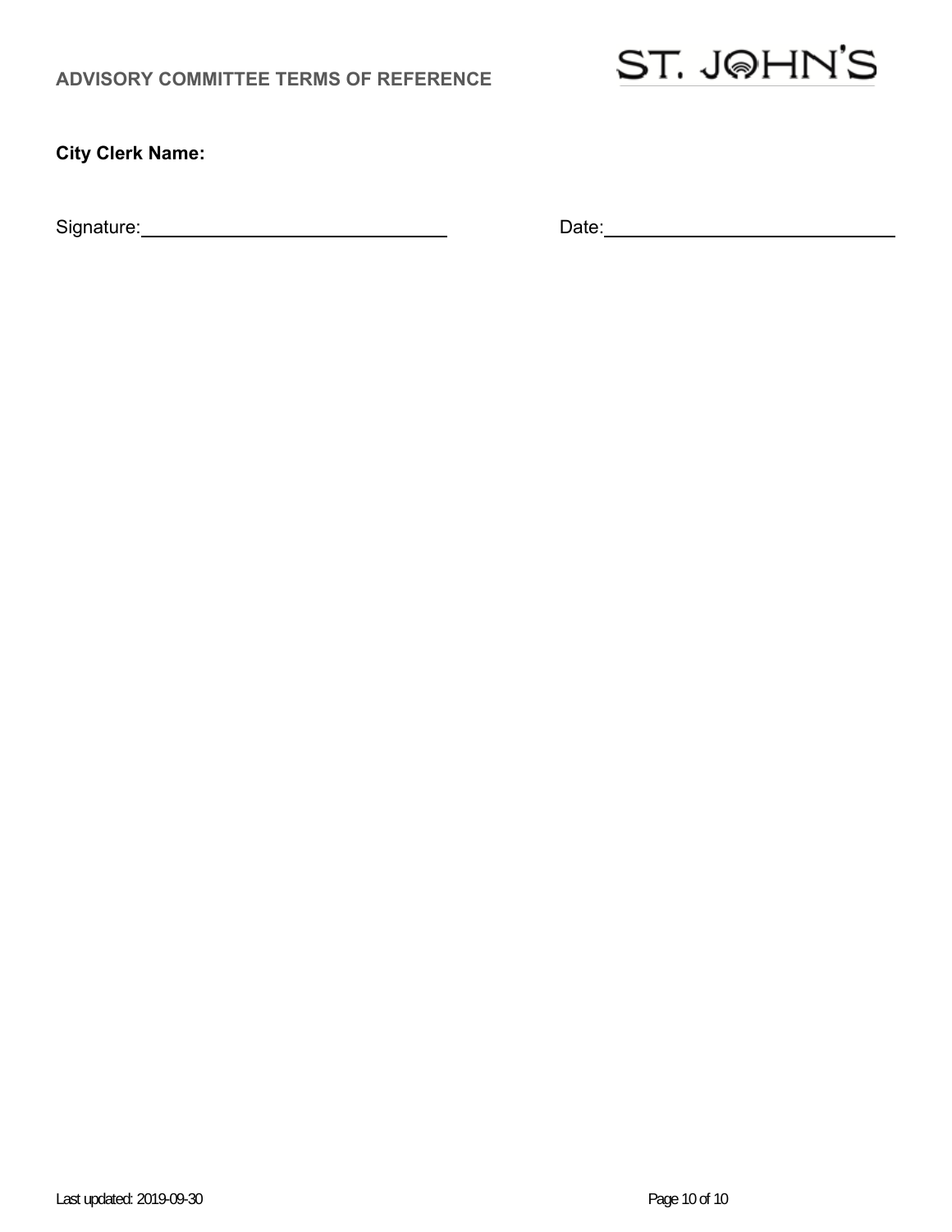**City Clerk Name:**

Signature:\_\_\_\_\_\_\_\_\_\_\_\_\_\_\_\_\_\_\_\_\_\_\_\_\_\_\_\_\_\_ Date:\_\_\_\_\_\_\_\_\_\_\_\_\_\_\_\_\_\_\_\_\_\_\_\_\_\_\_\_\_\_